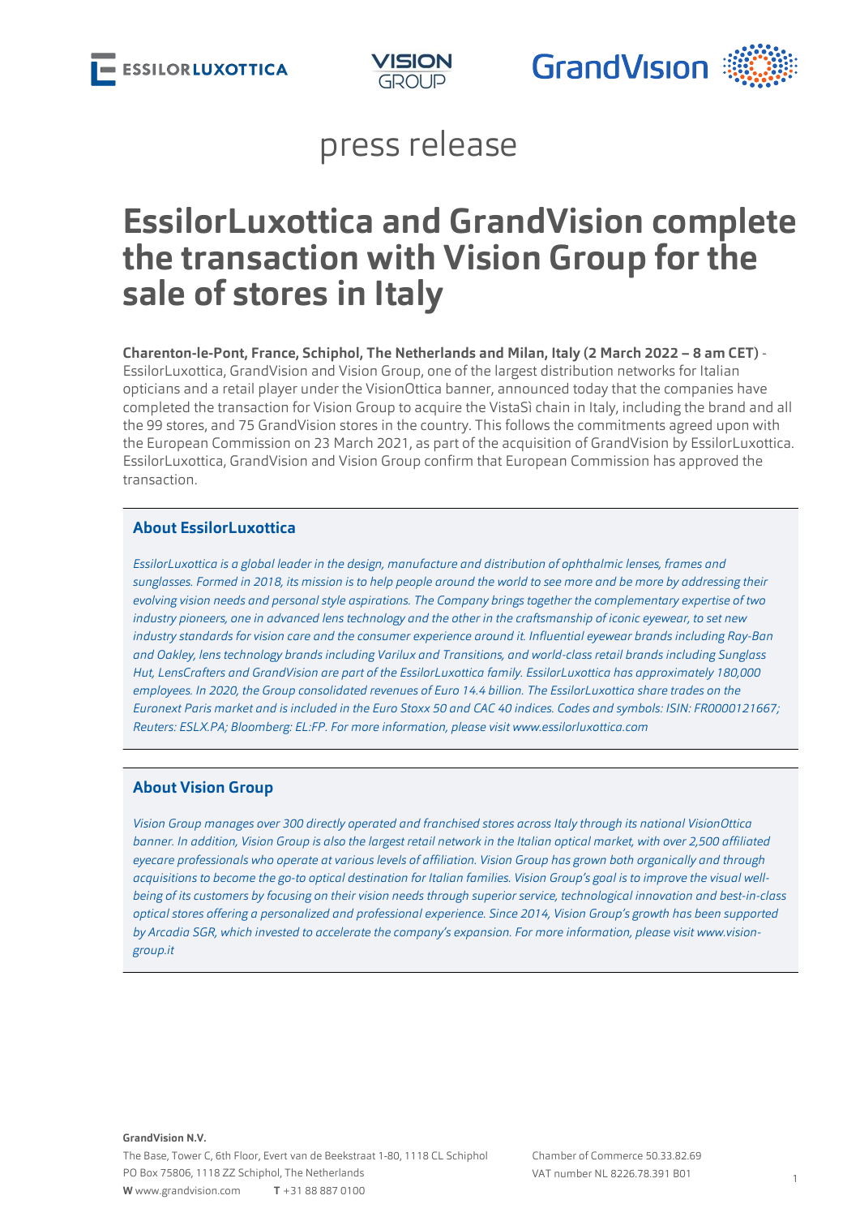press release

# EssilorLuxottica and GrandVision complete the transaction with Vision Group for the sale of stores in Italy

**Charenton-le-Pont, France, Schiphol, The Netherlands and Milan, Italy (2 March 2022 – 8 am CET)** - EssilorLuxottica, GrandVision and Vision Group, one of the largest distribution networks for Italian opticians and a retail player under the VisionOttica banner, announced today that the companies have completed the transaction for Vision Group to acquire the VistaSì chain in Italy, including the brand and all the 99 stores, and 75 GrandVision stores in the country. This follows the commitments agreed upon with the European Commission on 23 March 2021, as part of the acquisition of GrandVision by EssilorLuxottica. EssilorLuxottica, GrandVision and Vision Group confirm that European Commission has approved the transaction.

## About EssilorLuxottica

*EssilorLuxottica is a global leader in the design, manufacture and distribution of ophthalmic lenses, frames and sunglasses. Formed in 2018, its mission is to help people around the world to see more and be more by addressing their evolving vision needs and personal style aspirations. The Company brings together the complementary expertise of two industry pioneers, one in advanced lens technology and the other in the craftsmanship of iconic eyewear, to set new industry standards for vision care and the consumer experience around it. Influential eyewear brands including Ray-Ban and Oakley, lens technology brands including Varilux and Transitions, and world-class retail brands including Sunglass Hut, LensCrafters and GrandVision are part of the EssilorLuxottica family. EssilorLuxottica has approximately 180,000 employees. In 2020, the Group consolidated revenues of Euro 14.4 billion. The EssilorLuxottica share trades on the Euronext Paris market and is included in the Euro Stoxx 50 and CAC 40 indices. Codes and symbols: ISIN: FR0000121667; Reuters: ESLX.PA; Bloomberg: EL:FP. For more information, please visit www.essilorluxottica.com*

## About Vision Group

*Vision Group manages over 300 directly operated and franchised stores across Italy through its national VisionOttica banner. In addition, Vision Group is also the largest retail network in the Italian optical market, with over 2,500 affiliated eyecare professionals who operate at various levels of affiliation. Vision Group has grown both organically and through acquisitions to become the go-to optical destination for Italian families. Vision Group's goal is to improve the visual well-being of its customers by focusing on their vision needs through superior service, technological innovation and best-in-class optical stores offering a personalized and professional experience. Since 2014, Vision Group's growth has been supported by Arcadia SGR, which invested to accelerate the company's expansion. For more information, please visit www.vision-group.it*

**GrandVision N.V.**
The Base, Tower C, 6th Floor, Evert van de Beekstraat 1-80, 1118 CL Schiphol
PO Box 75806, 1118 ZZ Schiphol, The Netherlands
**W** www.grandvision.com **T** +31 88 887 0100

Chamber of Commerce 50.33.82.69
VAT number NL 8226.78.391 B01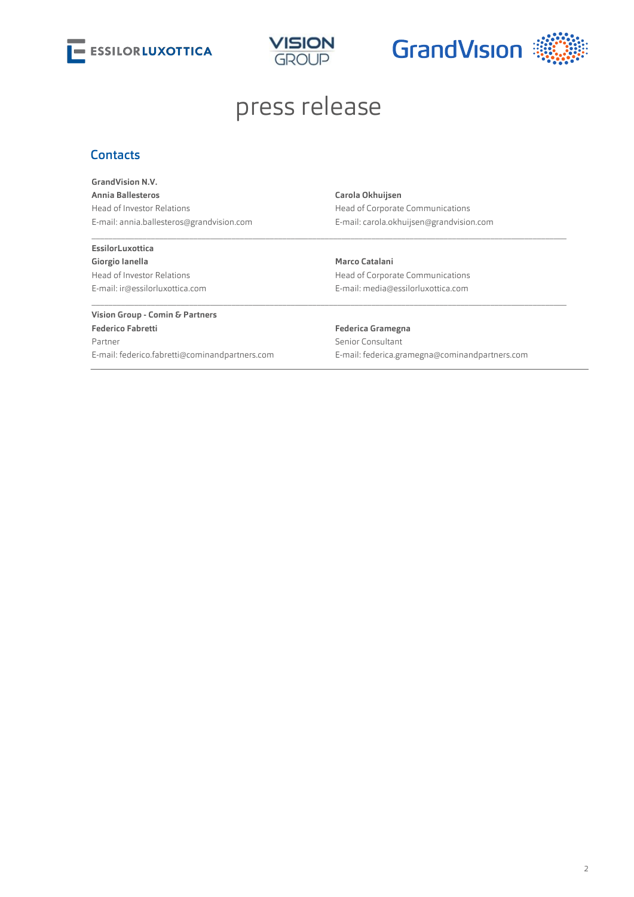press release

## Contacts

**GrandVision N.V.**

**Annia Ballesteros**
Head of Investor Relations
E-mail: annia.ballesteros@grandvision.com

**Carola Okhuijsen**
Head of Corporate Communications
E-mail: carola.okhuijsen@grandvision.com

---

**EssilorLuxottica**

**Giorgio Ianella**
Head of Investor Relations
E-mail: ir@essilorluxottica.com

**Marco Catalani**
Head of Corporate Communications
E-mail: media@essilorluxottica.com

---

**Vision Group - Comin & Partners**

**Federico Fabretti**
Partner
E-mail: federico.fabretti@cominandpartners.com

**Federica Gramegna**
Senior Consultant
E-mail: federica.gramegna@cominandpartners.com